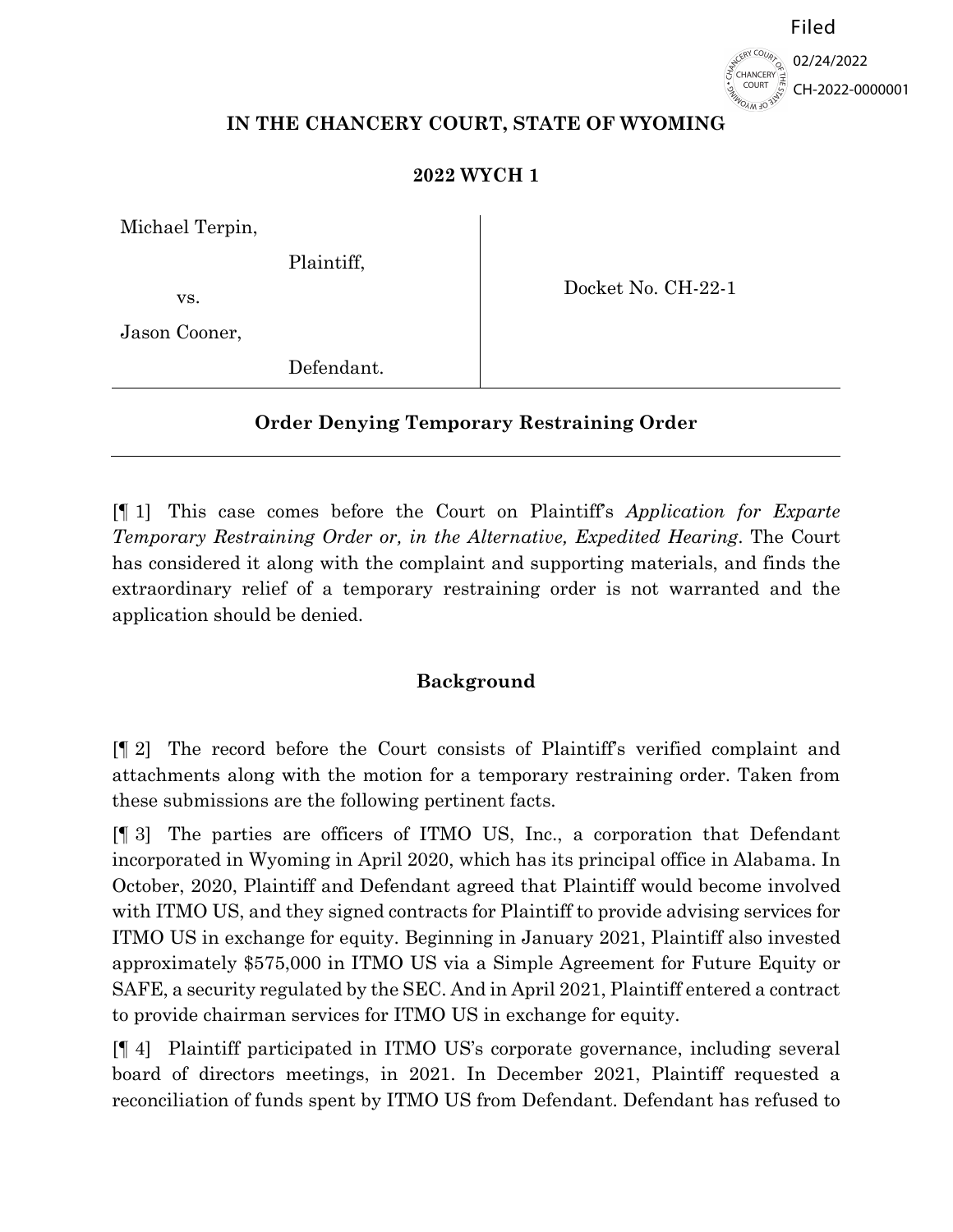Filed

02/24/2022

CH-2022-0000001

**IN THE CHANCERY COURT, STATE OF WYOMING**

**2022 WYCH 1**

| | |
|---|---|
| Michael Terpin,<br>Plaintiff,<br>vs.<br>Jason Cooner,<br>Defendant. | Docket No. CH-22-1 |

## Order Denying Temporary Restraining Order

[¶ 1] This case comes before the Court on Plaintiff's *Application for Exparte Temporary Restraining Order or, in the Alternative, Expedited Hearing*. The Court has considered it along with the complaint and supporting materials, and finds the extraordinary relief of a temporary restraining order is not warranted and the application should be denied.

## Background

[¶ 2] The record before the Court consists of Plaintiff's verified complaint and attachments along with the motion for a temporary restraining order. Taken from these submissions are the following pertinent facts.

[¶ 3] The parties are officers of ITMO US, Inc., a corporation that Defendant incorporated in Wyoming in April 2020, which has its principal office in Alabama. In October, 2020, Plaintiff and Defendant agreed that Plaintiff would become involved with ITMO US, and they signed contracts for Plaintiff to provide advising services for ITMO US in exchange for equity. Beginning in January 2021, Plaintiff also invested approximately $575,000 in ITMO US via a Simple Agreement for Future Equity or SAFE, a security regulated by the SEC. And in April 2021, Plaintiff entered a contract to provide chairman services for ITMO US in exchange for equity.

[¶ 4] Plaintiff participated in ITMO US's corporate governance, including several board of directors meetings, in 2021. In December 2021, Plaintiff requested a reconciliation of funds spent by ITMO US from Defendant. Defendant has refused to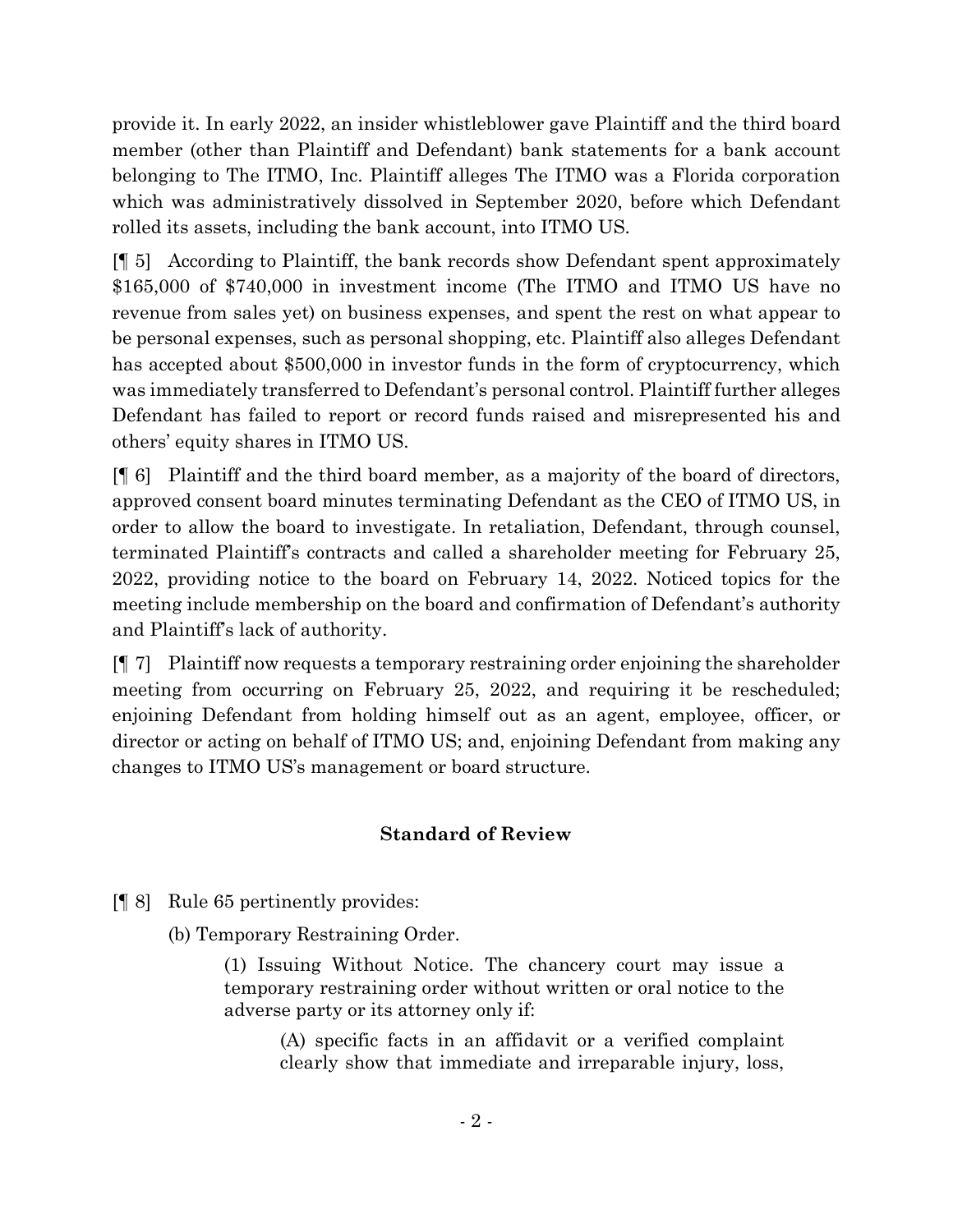provide it. In early 2022, an insider whistleblower gave Plaintiff and the third board member (other than Plaintiff and Defendant) bank statements for a bank account belonging to The ITMO, Inc. Plaintiff alleges The ITMO was a Florida corporation which was administratively dissolved in September 2020, before which Defendant rolled its assets, including the bank account, into ITMO US.

[¶ 5] According to Plaintiff, the bank records show Defendant spent approximately $165,000 of $740,000 in investment income (The ITMO and ITMO US have no revenue from sales yet) on business expenses, and spent the rest on what appear to be personal expenses, such as personal shopping, etc. Plaintiff also alleges Defendant has accepted about $500,000 in investor funds in the form of cryptocurrency, which was immediately transferred to Defendant's personal control. Plaintiff further alleges Defendant has failed to report or record funds raised and misrepresented his and others' equity shares in ITMO US.

[¶ 6] Plaintiff and the third board member, as a majority of the board of directors, approved consent board minutes terminating Defendant as the CEO of ITMO US, in order to allow the board to investigate. In retaliation, Defendant, through counsel, terminated Plaintiff's contracts and called a shareholder meeting for February 25, 2022, providing notice to the board on February 14, 2022. Noticed topics for the meeting include membership on the board and confirmation of Defendant's authority and Plaintiff's lack of authority.

[¶ 7] Plaintiff now requests a temporary restraining order enjoining the shareholder meeting from occurring on February 25, 2022, and requiring it be rescheduled; enjoining Defendant from holding himself out as an agent, employee, officer, or director or acting on behalf of ITMO US; and, enjoining Defendant from making any changes to ITMO US's management or board structure.

## Standard of Review

[¶ 8] Rule 65 pertinently provides:

> (b) Temporary Restraining Order.
>
> > (1) Issuing Without Notice. The chancery court may issue a temporary restraining order without written or oral notice to the adverse party or its attorney only if:
> >
> > > (A) specific facts in an affidavit or a verified complaint clearly show that immediate and irreparable injury, loss,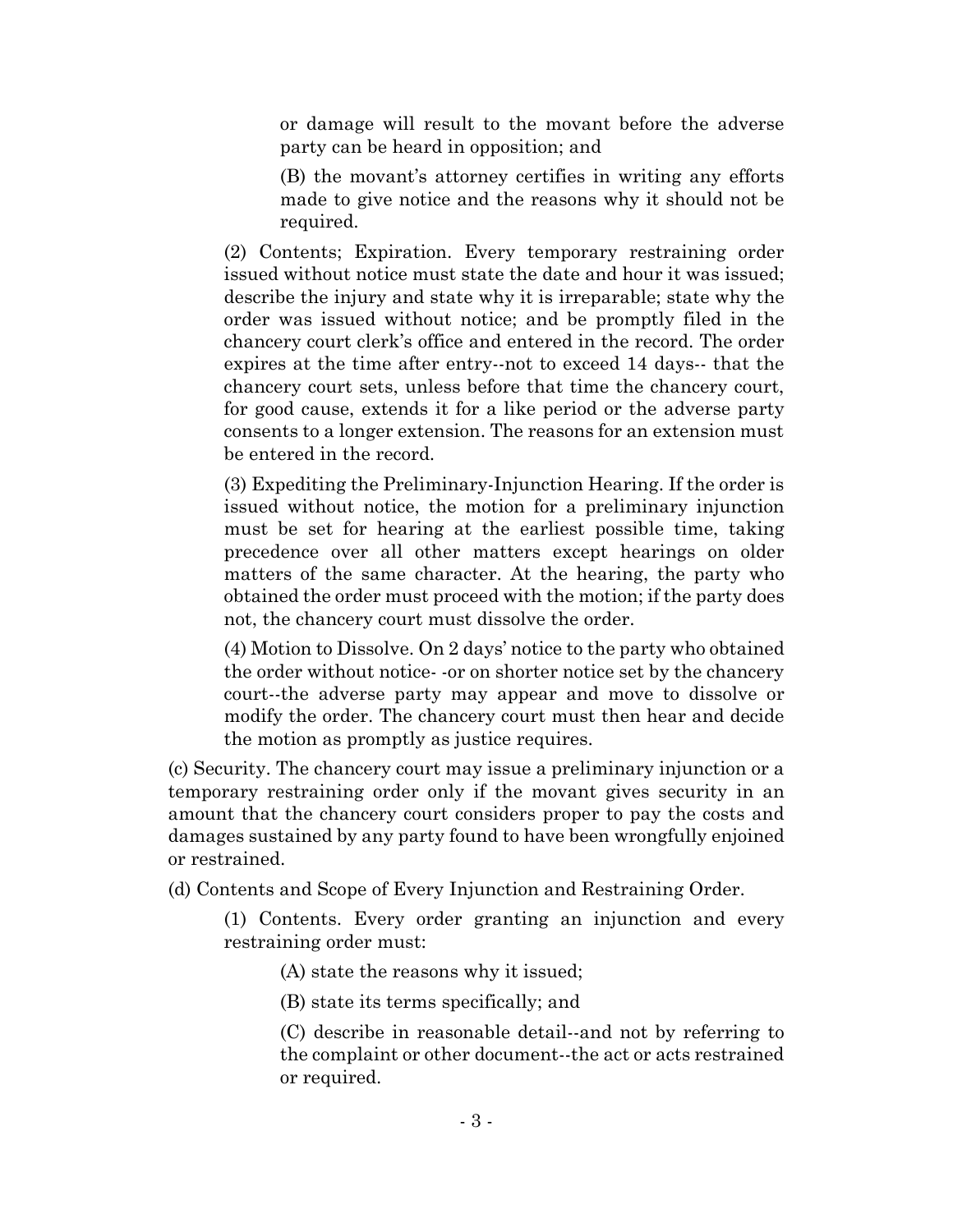or damage will result to the movant before the adverse party can be heard in opposition; and

(B) the movant's attorney certifies in writing any efforts made to give notice and the reasons why it should not be required.

(2) Contents; Expiration. Every temporary restraining order issued without notice must state the date and hour it was issued; describe the injury and state why it is irreparable; state why the order was issued without notice; and be promptly filed in the chancery court clerk's office and entered in the record. The order expires at the time after entry--not to exceed 14 days-- that the chancery court sets, unless before that time the chancery court, for good cause, extends it for a like period or the adverse party consents to a longer extension. The reasons for an extension must be entered in the record.

(3) Expediting the Preliminary-Injunction Hearing. If the order is issued without notice, the motion for a preliminary injunction must be set for hearing at the earliest possible time, taking precedence over all other matters except hearings on older matters of the same character. At the hearing, the party who obtained the order must proceed with the motion; if the party does not, the chancery court must dissolve the order.

(4) Motion to Dissolve. On 2 days' notice to the party who obtained the order without notice- -or on shorter notice set by the chancery court--the adverse party may appear and move to dissolve or modify the order. The chancery court must then hear and decide the motion as promptly as justice requires.

(c) Security. The chancery court may issue a preliminary injunction or a temporary restraining order only if the movant gives security in an amount that the chancery court considers proper to pay the costs and damages sustained by any party found to have been wrongfully enjoined or restrained.

(d) Contents and Scope of Every Injunction and Restraining Order.

(1) Contents. Every order granting an injunction and every restraining order must:

(A) state the reasons why it issued;

(B) state its terms specifically; and

(C) describe in reasonable detail--and not by referring to the complaint or other document--the act or acts restrained or required.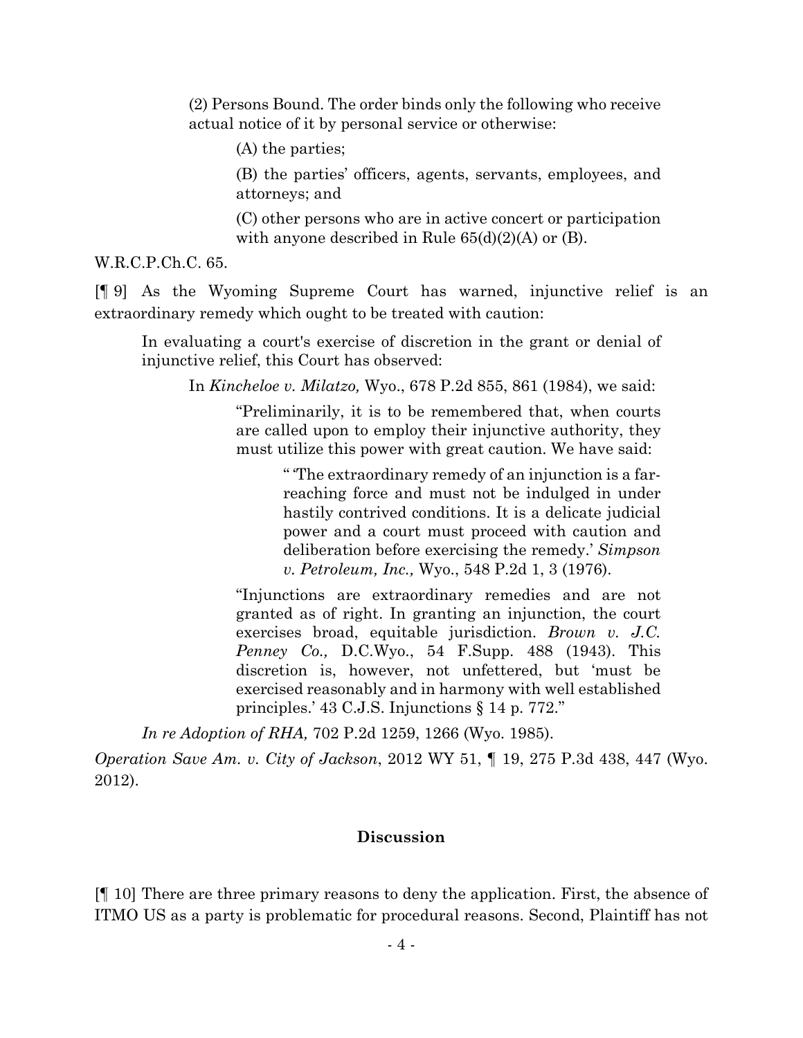> (2) Persons Bound. The order binds only the following who receive actual notice of it by personal service or otherwise:
>
> > (A) the parties;
> >
> > (B) the parties' officers, agents, servants, employees, and attorneys; and
> >
> > (C) other persons who are in active concert or participation with anyone described in Rule 65(d)(2)(A) or (B).

W.R.C.P.Ch.C. 65.

[¶ 9] As the Wyoming Supreme Court has warned, injunctive relief is an extraordinary remedy which ought to be treated with caution:

> In evaluating a court's exercise of discretion in the grant or denial of injunctive relief, this Court has observed:
>
> > In *Kincheloe v. Milatzo,* Wyo., 678 P.2d 855, 861 (1984), we said:
> >
> > > "Preliminarily, it is to be remembered that, when courts are called upon to employ their injunctive authority, they must utilize this power with great caution. We have said:
> > >
> > > > " 'The extraordinary remedy of an injunction is a far-reaching force and must not be indulged in under hastily contrived conditions. It is a delicate judicial power and a court must proceed with caution and deliberation before exercising the remedy.' *Simpson v. Petroleum, Inc.,* Wyo., 548 P.2d 1, 3 (1976).
> > >
> > > "Injunctions are extraordinary remedies and are not granted as of right. In granting an injunction, the court exercises broad, equitable jurisdiction. *Brown v. J.C. Penney Co.,* D.C.Wyo., 54 F.Supp. 488 (1943). This discretion is, however, not unfettered, but 'must be exercised reasonably and in harmony with well established principles.' 43 C.J.S. Injunctions § 14 p. 772."
>
> *In re Adoption of RHA,* 702 P.2d 1259, 1266 (Wyo. 1985).

*Operation Save Am. v. City of Jackson*, 2012 WY 51, ¶ 19, 275 P.3d 438, 447 (Wyo. 2012).

## Discussion

[¶ 10] There are three primary reasons to deny the application. First, the absence of ITMO US as a party is problematic for procedural reasons. Second, Plaintiff has not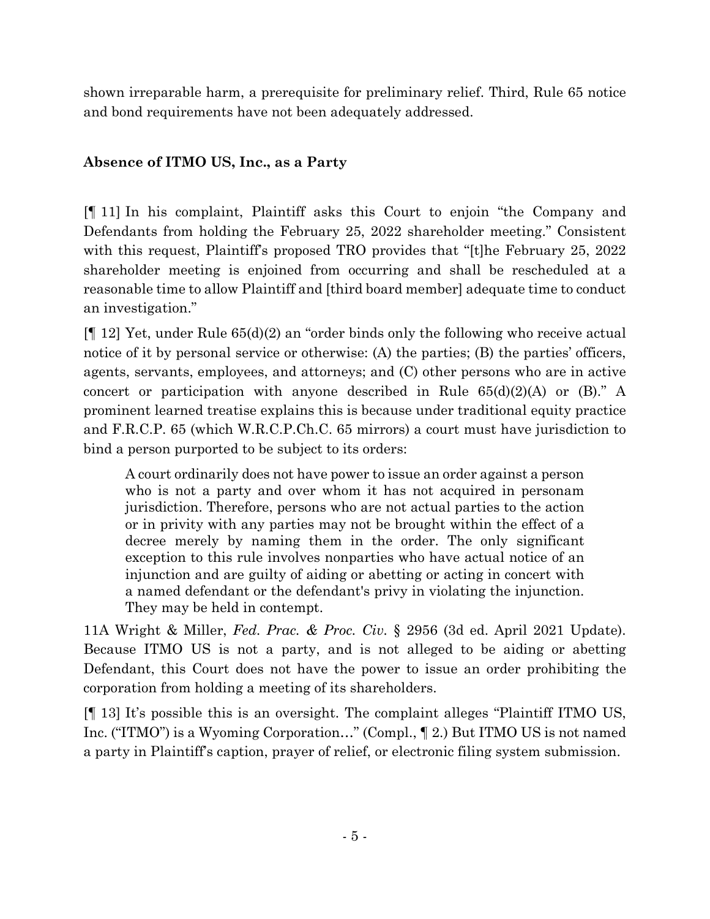shown irreparable harm, a prerequisite for preliminary relief. Third, Rule 65 notice and bond requirements have not been adequately addressed.

**Absence of ITMO US, Inc., as a Party**

[¶ 11] In his complaint, Plaintiff asks this Court to enjoin "the Company and Defendants from holding the February 25, 2022 shareholder meeting." Consistent with this request, Plaintiff's proposed TRO provides that "[t]he February 25, 2022 shareholder meeting is enjoined from occurring and shall be rescheduled at a reasonable time to allow Plaintiff and [third board member] adequate time to conduct an investigation."

[¶ 12] Yet, under Rule 65(d)(2) an "order binds only the following who receive actual notice of it by personal service or otherwise: (A) the parties; (B) the parties' officers, agents, servants, employees, and attorneys; and (C) other persons who are in active concert or participation with anyone described in Rule 65(d)(2)(A) or (B)." A prominent learned treatise explains this is because under traditional equity practice and F.R.C.P. 65 (which W.R.C.P.Ch.C. 65 mirrors) a court must have jurisdiction to bind a person purported to be subject to its orders:

> A court ordinarily does not have power to issue an order against a person who is not a party and over whom it has not acquired in personam jurisdiction. Therefore, persons who are not actual parties to the action or in privity with any parties may not be brought within the effect of a decree merely by naming them in the order. The only significant exception to this rule involves nonparties who have actual notice of an injunction and are guilty of aiding or abetting or acting in concert with a named defendant or the defendant's privy in violating the injunction. They may be held in contempt.

11A Wright & Miller, *Fed. Prac. & Proc. Civ.* § 2956 (3d ed. April 2021 Update). Because ITMO US is not a party, and is not alleged to be aiding or abetting Defendant, this Court does not have the power to issue an order prohibiting the corporation from holding a meeting of its shareholders.

[¶ 13] It's possible this is an oversight. The complaint alleges "Plaintiff ITMO US, Inc. ("ITMO") is a Wyoming Corporation…" (Compl., ¶ 2.) But ITMO US is not named a party in Plaintiff's caption, prayer of relief, or electronic filing system submission.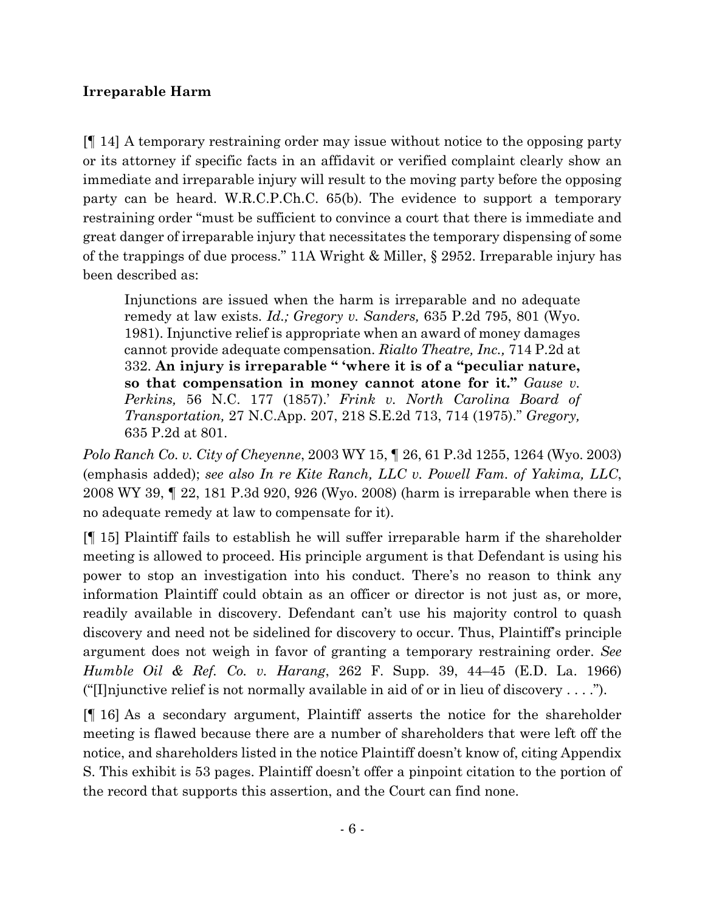**Irreparable Harm**

[¶ 14] A temporary restraining order may issue without notice to the opposing party or its attorney if specific facts in an affidavit or verified complaint clearly show an immediate and irreparable injury will result to the moving party before the opposing party can be heard. W.R.C.P.Ch.C. 65(b). The evidence to support a temporary restraining order "must be sufficient to convince a court that there is immediate and great danger of irreparable injury that necessitates the temporary dispensing of some of the trappings of due process." 11A Wright & Miller, § 2952. Irreparable injury has been described as:

> Injunctions are issued when the harm is irreparable and no adequate remedy at law exists. *Id.; Gregory v. Sanders,* 635 P.2d 795, 801 (Wyo. 1981). Injunctive relief is appropriate when an award of money damages cannot provide adequate compensation. *Rialto Theatre, Inc.,* 714 P.2d at 332. **An injury is irreparable " 'where it is of a "peculiar nature, so that compensation in money cannot atone for it."** *Gause v. Perkins,* 56 N.C. 177 (1857).' *Frink v. North Carolina Board of Transportation,* 27 N.C.App. 207, 218 S.E.2d 713, 714 (1975)." *Gregory,* 635 P.2d at 801.

*Polo Ranch Co. v. City of Cheyenne*, 2003 WY 15, ¶ 26, 61 P.3d 1255, 1264 (Wyo. 2003) (emphasis added); *see also In re Kite Ranch, LLC v. Powell Fam. of Yakima, LLC*, 2008 WY 39, ¶ 22, 181 P.3d 920, 926 (Wyo. 2008) (harm is irreparable when there is no adequate remedy at law to compensate for it).

[¶ 15] Plaintiff fails to establish he will suffer irreparable harm if the shareholder meeting is allowed to proceed. His principle argument is that Defendant is using his power to stop an investigation into his conduct. There's no reason to think any information Plaintiff could obtain as an officer or director is not just as, or more, readily available in discovery. Defendant can't use his majority control to quash discovery and need not be sidelined for discovery to occur. Thus, Plaintiff's principle argument does not weigh in favor of granting a temporary restraining order. *See Humble Oil & Ref. Co. v. Harang*, 262 F. Supp. 39, 44–45 (E.D. La. 1966) ("[I]njunctive relief is not normally available in aid of or in lieu of discovery . . . .").

[¶ 16] As a secondary argument, Plaintiff asserts the notice for the shareholder meeting is flawed because there are a number of shareholders that were left off the notice, and shareholders listed in the notice Plaintiff doesn't know of, citing Appendix S. This exhibit is 53 pages. Plaintiff doesn't offer a pinpoint citation to the portion of the record that supports this assertion, and the Court can find none.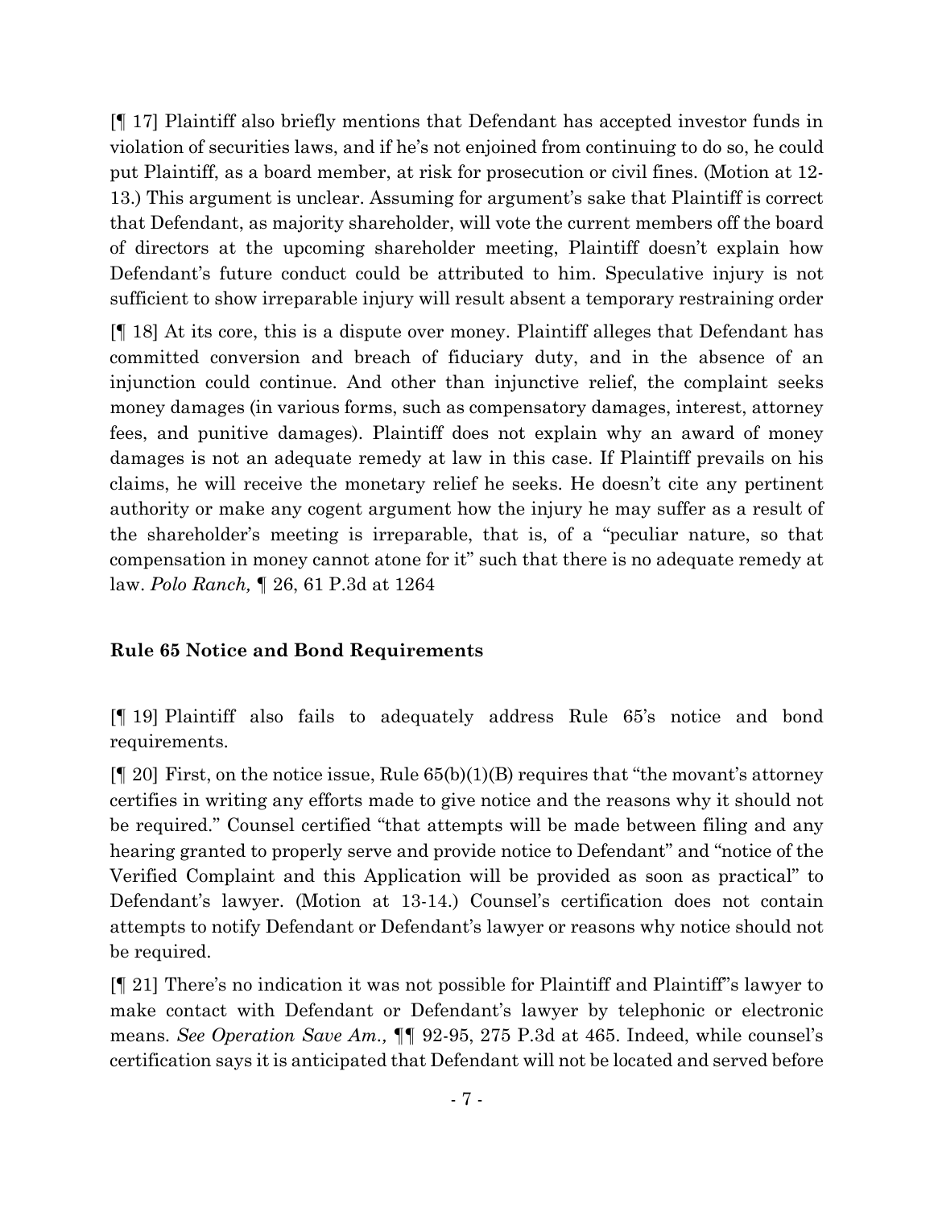[¶ 17] Plaintiff also briefly mentions that Defendant has accepted investor funds in violation of securities laws, and if he's not enjoined from continuing to do so, he could put Plaintiff, as a board member, at risk for prosecution or civil fines. (Motion at 12-13.) This argument is unclear. Assuming for argument's sake that Plaintiff is correct that Defendant, as majority shareholder, will vote the current members off the board of directors at the upcoming shareholder meeting, Plaintiff doesn't explain how Defendant's future conduct could be attributed to him. Speculative injury is not sufficient to show irreparable injury will result absent a temporary restraining order

[¶ 18] At its core, this is a dispute over money. Plaintiff alleges that Defendant has committed conversion and breach of fiduciary duty, and in the absence of an injunction could continue. And other than injunctive relief, the complaint seeks money damages (in various forms, such as compensatory damages, interest, attorney fees, and punitive damages). Plaintiff does not explain why an award of money damages is not an adequate remedy at law in this case. If Plaintiff prevails on his claims, he will receive the monetary relief he seeks. He doesn't cite any pertinent authority or make any cogent argument how the injury he may suffer as a result of the shareholder's meeting is irreparable, that is, of a "peculiar nature, so that compensation in money cannot atone for it" such that there is no adequate remedy at law. *Polo Ranch,* ¶ 26, 61 P.3d at 1264

**Rule 65 Notice and Bond Requirements**

[¶ 19] Plaintiff also fails to adequately address Rule 65's notice and bond requirements.

[¶ 20] First, on the notice issue, Rule 65(b)(1)(B) requires that "the movant's attorney certifies in writing any efforts made to give notice and the reasons why it should not be required." Counsel certified "that attempts will be made between filing and any hearing granted to properly serve and provide notice to Defendant" and "notice of the Verified Complaint and this Application will be provided as soon as practical" to Defendant's lawyer. (Motion at 13-14.) Counsel's certification does not contain attempts to notify Defendant or Defendant's lawyer or reasons why notice should not be required.

[¶ 21] There's no indication it was not possible for Plaintiff and Plaintiff's lawyer to make contact with Defendant or Defendant's lawyer by telephonic or electronic means. *See Operation Save Am.,* ¶¶ 92-95, 275 P.3d at 465. Indeed, while counsel's certification says it is anticipated that Defendant will not be located and served before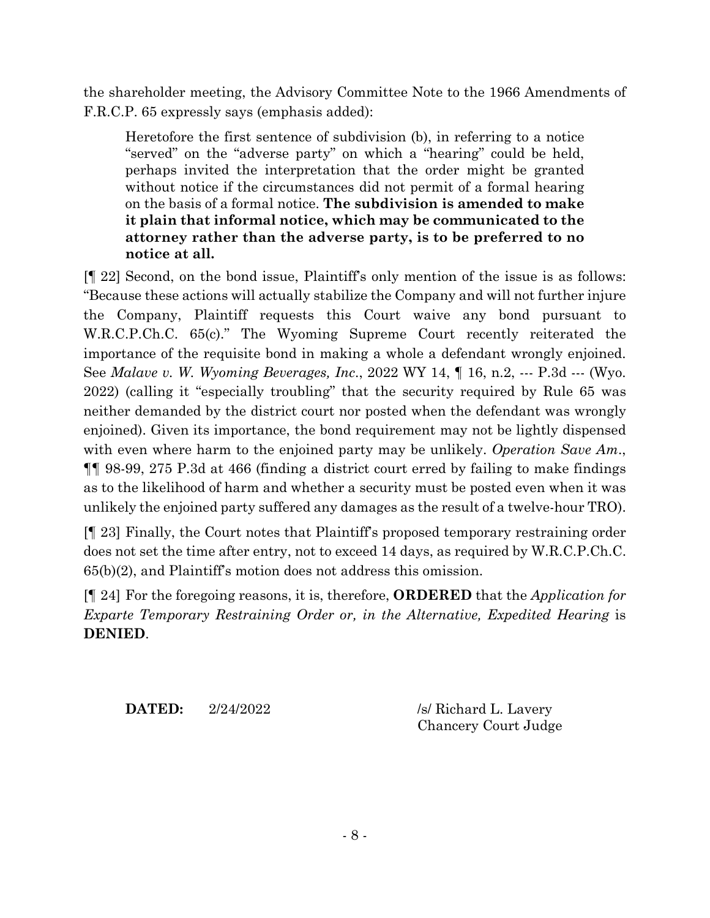the shareholder meeting, the Advisory Committee Note to the 1966 Amendments of F.R.C.P. 65 expressly says (emphasis added):

> Heretofore the first sentence of subdivision (b), in referring to a notice "served" on the "adverse party" on which a "hearing" could be held, perhaps invited the interpretation that the order might be granted without notice if the circumstances did not permit of a formal hearing on the basis of a formal notice. **The subdivision is amended to make it plain that informal notice, which may be communicated to the attorney rather than the adverse party, is to be preferred to no notice at all.**

[¶ 22] Second, on the bond issue, Plaintiff's only mention of the issue is as follows: "Because these actions will actually stabilize the Company and will not further injure the Company, Plaintiff requests this Court waive any bond pursuant to W.R.C.P.Ch.C. 65(c)." The Wyoming Supreme Court recently reiterated the importance of the requisite bond in making a whole a defendant wrongly enjoined. See *Malave v. W. Wyoming Beverages, Inc*., 2022 WY 14, ¶ 16, n.2, --- P.3d --- (Wyo. 2022) (calling it "especially troubling" that the security required by Rule 65 was neither demanded by the district court nor posted when the defendant was wrongly enjoined). Given its importance, the bond requirement may not be lightly dispensed with even where harm to the enjoined party may be unlikely. *Operation Save Am*., ¶¶ 98-99, 275 P.3d at 466 (finding a district court erred by failing to make findings as to the likelihood of harm and whether a security must be posted even when it was unlikely the enjoined party suffered any damages as the result of a twelve-hour TRO).

[¶ 23] Finally, the Court notes that Plaintiff's proposed temporary restraining order does not set the time after entry, not to exceed 14 days, as required by W.R.C.P.Ch.C. 65(b)(2), and Plaintiff's motion does not address this omission.

[¶ 24] For the foregoing reasons, it is, therefore, **ORDERED** that the *Application for Exparte Temporary Restraining Order or, in the Alternative, Expedited Hearing* is **DENIED**.

**DATED:** 2/24/2022

/s/ Richard L. Lavery
Chancery Court Judge